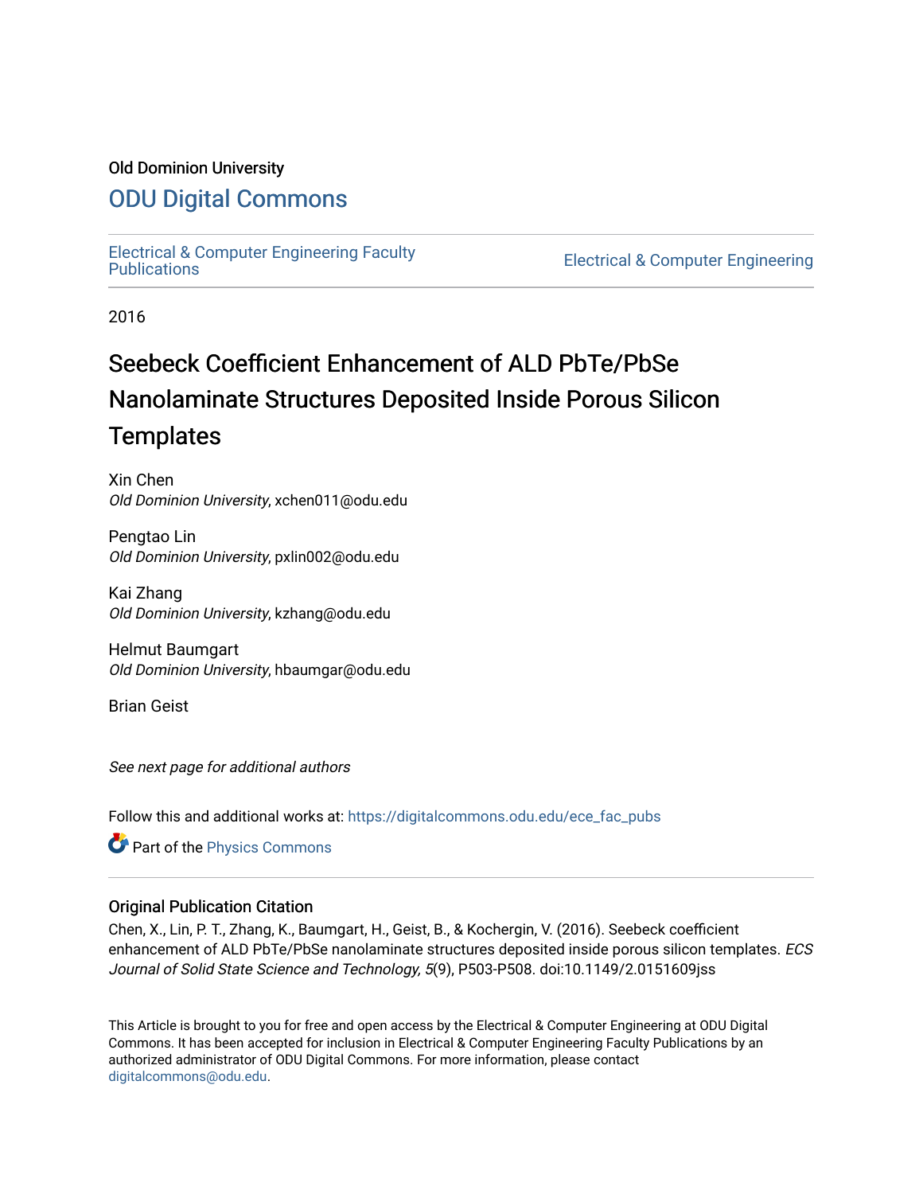Old Dominion University

# ODU Digital Commons

Electrical & Computer Engineering Faculty Publications

Electrical & Computer Engineering

2016

# Seebeck Coefficient Enhancement of ALD PbTe/PbSe Nanolaminate Structures Deposited Inside Porous Silicon Templates

Xin Chen
*Old Dominion University*, xchen011@odu.edu

Pengtao Lin
*Old Dominion University*, pxlin002@odu.edu

Kai Zhang
*Old Dominion University*, kzhang@odu.edu

Helmut Baumgart
*Old Dominion University*, hbaumgar@odu.edu

Brian Geist

*See next page for additional authors*

Follow this and additional works at: https://digitalcommons.odu.edu/ece_fac_pubs

Part of the Physics Commons

## Original Publication Citation

Chen, X., Lin, P. T., Zhang, K., Baumgart, H., Geist, B., & Kochergin, V. (2016). Seebeck coefficient enhancement of ALD PbTe/PbSe nanolaminate structures deposited inside porous silicon templates. *ECS Journal of Solid State Science and Technology, 5*(9), P503-P508. doi:10.1149/2.0151609jss

This Article is brought to you for free and open access by the Electrical & Computer Engineering at ODU Digital Commons. It has been accepted for inclusion in Electrical & Computer Engineering Faculty Publications by an authorized administrator of ODU Digital Commons. For more information, please contact digitalcommons@odu.edu.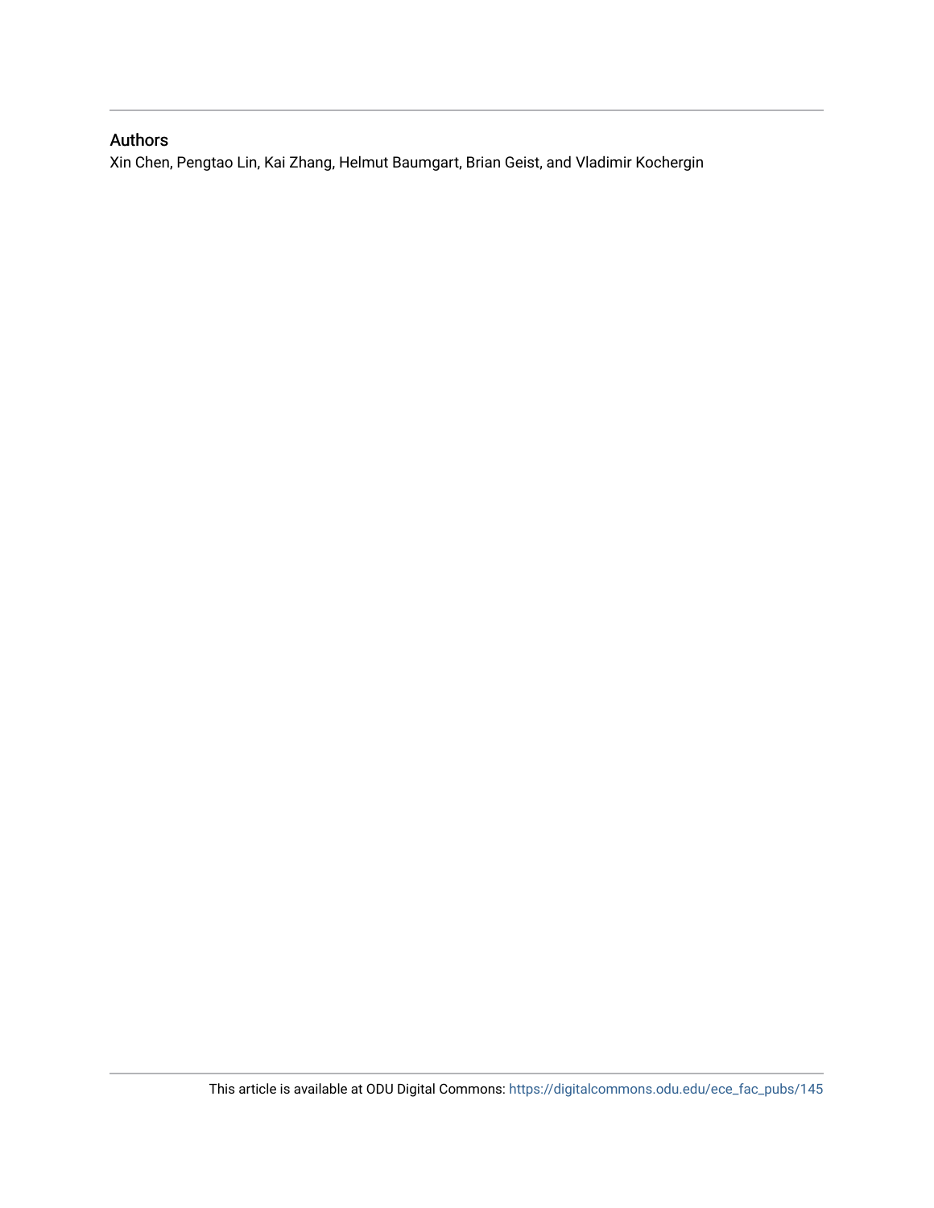## Authors

Xin Chen, Pengtao Lin, Kai Zhang, Helmut Baumgart, Brian Geist, and Vladimir Kochergin

This article is available at ODU Digital Commons: https://digitalcommons.odu.edu/ece_fac_pubs/145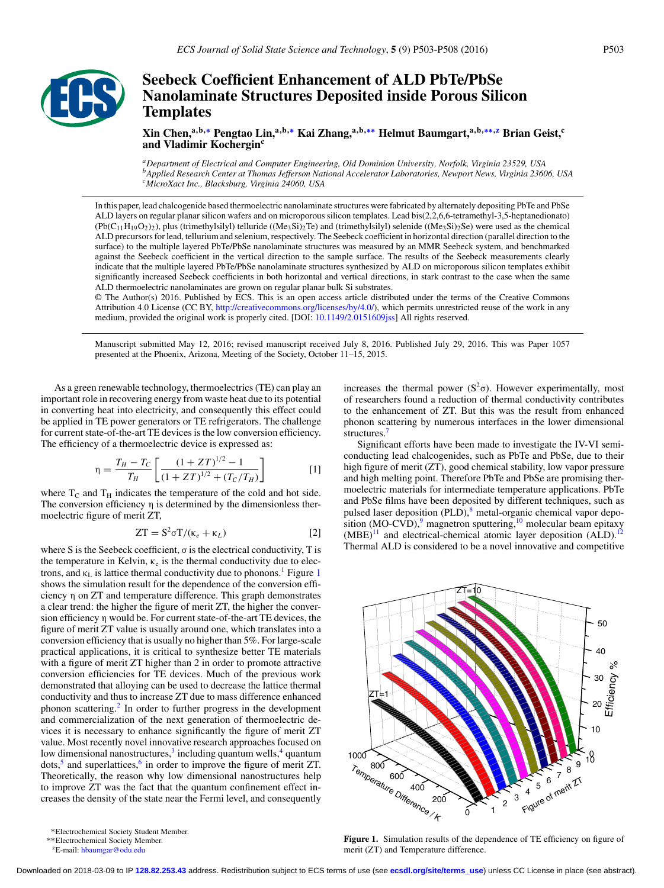# Seebeck Coefficient Enhancement of ALD PbTe/PbSe Nanolaminate Structures Deposited inside Porous Silicon Templates

**Xin Chen,[a,b,*] Pengtao Lin,[a,b,*] Kai Zhang,[a,b,**] Helmut Baumgart,[a,b,**,z] Brian Geist,[c] and Vladimir Kochergin[c]**

[a]*Department of Electrical and Computer Engineering, Old Dominion University, Norfolk, Virginia 23529, USA*
[b]*Applied Research Center at Thomas Jefferson National Accelerator Laboratories, Newport News, Virginia 23606, USA*
[c]*MicroXact Inc., Blacksburg, Virginia 24060, USA*

In this paper, lead chalcogenide based thermoelectric nanolaminate structures were fabricated by alternately depositing PbTe and PbSe ALD layers on regular planar silicon wafers and on microporous silicon templates. Lead bis(2,2,6,6-tetramethyl-3,5-heptanedionato) ($Pb(C_{11}H_{19}O_2)_2$), plus (trimethylsilyl) telluride ($(Me_3Si)_2Te$) and (trimethylsilyl) selenide ($(Me_3Si)_2Se$) were used as the chemical ALD precursors for lead, tellurium and selenium, respectively. The Seebeck coefficient in horizontal direction (parallel direction to the surface) to the multiple layered PbTe/PbSe nanolaminate structures was measured by an MMR Seebeck system, and benchmarked against the Seebeck coefficient in the vertical direction to the sample surface. The results of the Seebeck measurements clearly indicate that the multiple layered PbTe/PbSe nanolaminate structures synthesized by ALD on microporous silicon templates exhibit significantly increased Seebeck coefficients in both horizontal and vertical directions, in stark contrast to the case when the same ALD thermoelectric nanolaminates are grown on regular planar bulk Si substrates.
© The Author(s) 2016. Published by ECS. This is an open access article distributed under the terms of the Creative Commons Attribution 4.0 License (CC BY, http://creativecommons.org/licenses/by/4.0/), which permits unrestricted reuse of the work in any medium, provided the original work is properly cited. [DOI: 10.1149/2.0151609jss] All rights reserved.

Manuscript submitted May 12, 2016; revised manuscript received July 8, 2016. Published July 29, 2016. This was Paper 1057 presented at the Phoenix, Arizona, Meeting of the Society, October 11–15, 2015.

As a green renewable technology, thermoelectrics (TE) can play an important role in recovering energy from waste heat due to its potential in converting heat into electricity, and consequently this effect could be applied in TE power generators or TE refrigerators. The challenge for current state-of-the-art TE devices is the low conversion efficiency. The efficiency of a thermoelectric device is expressed as:

$$\eta = \frac{T_H - T_C}{T_H}\left[\frac{(1+ZT)^{1/2} - 1}{(1+ZT)^{1/2} + (T_C/T_H)}\right] \qquad [1]$$

where $T_C$ and $T_H$ indicates the temperature of the cold and hot side. The conversion efficiency η is determined by the dimensionless thermoelectric figure of merit ZT,

$$ZT = S^2\sigma T/(\kappa_e + \kappa_L) \qquad [2]$$

where S is the Seebeck coefficient, σ is the electrical conductivity, T is the temperature in Kelvin, $\kappa_e$ is the thermal conductivity due to electrons, and $\kappa_L$ is lattice thermal conductivity due to phonons.[1] Figure 1 shows the simulation result for the dependence of the conversion efficiency η on ZT and temperature difference. This graph demonstrates a clear trend: the higher the figure of merit ZT, the higher the conversion efficiency η would be. For current state-of-the-art TE devices, the figure of merit ZT value is usually around one, which translates into a conversion efficiency that is usually no higher than 5%. For large-scale practical applications, it is critical to synthesize better TE materials with a figure of merit ZT higher than 2 in order to promote attractive conversion efficiencies for TE devices. Much of the previous work demonstrated that alloying can be used to decrease the lattice thermal conductivity and thus to increase ZT due to mass difference enhanced phonon scattering.[2] In order to further progress in the development and commercialization of the next generation of thermoelectric devices it is necessary to enhance significantly the figure of merit ZT value. Most recently novel innovative research approaches focused on low dimensional nanostructures,[3] including quantum wells,[4] quantum dots,[5] and superlattices,[6] in order to improve the figure of merit ZT. Theoretically, the reason why low dimensional nanostructures help to improve ZT was the fact that the quantum confinement effect increases the density of the state near the Fermi level, and consequently increases the thermal power ($S^2\sigma$). However experimentally, most of researchers found a reduction of thermal conductivity contributes to the enhancement of ZT. But this was the result from enhanced phonon scattering by numerous interfaces in the lower dimensional structures.[7]

Significant efforts have been made to investigate the IV-VI semiconducting lead chalcogenides, such as PbTe and PbSe, due to their high figure of merit (ZT), good chemical stability, low vapor pressure and high melting point. Therefore PbTe and PbSe are promising thermoelectric materials for intermediate temperature applications. PbTe and PbSe films have been deposited by different techniques, such as pulsed laser deposition (PLD),[8] metal-organic chemical vapor deposition (MO-CVD),[9] magnetron sputtering,[10] molecular beam epitaxy (MBE)[11] and electrical-chemical atomic layer deposition (ALD).[12] Thermal ALD is considered to be a novel innovative and competitive

**Figure 1.** Simulation results of the dependence of TE efficiency on figure of merit (ZT) and Temperature difference.

*Electrochemical Society Student Member.
**Electrochemical Society Member.
[z]E-mail: hbaumgar@odu.edu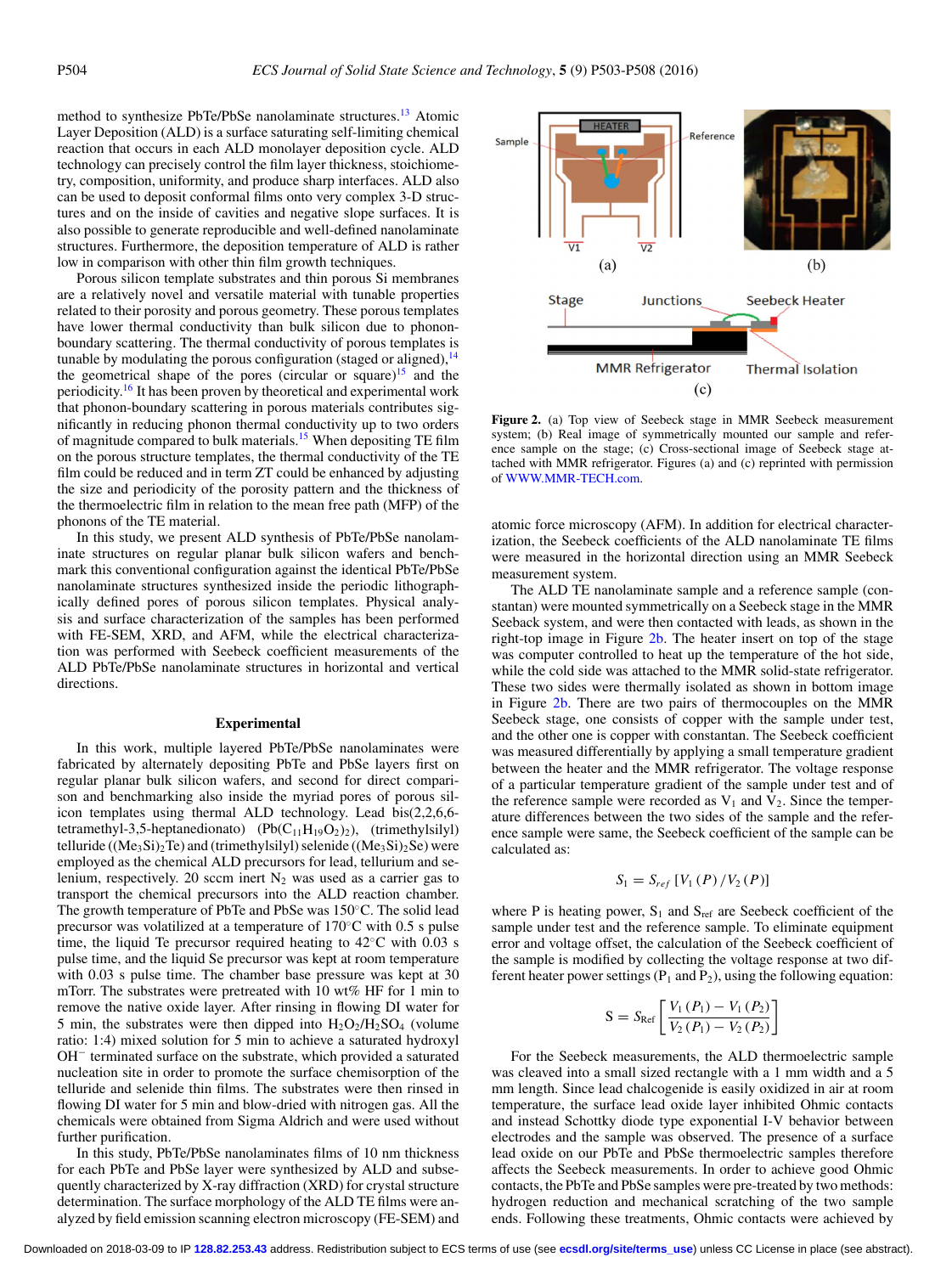method to synthesize PbTe/PbSe nanolaminate structures.[13] Atomic Layer Deposition (ALD) is a surface saturating self-limiting chemical reaction that occurs in each ALD monolayer deposition cycle. ALD technology can precisely control the film layer thickness, stoichiometry, composition, uniformity, and produce sharp interfaces. ALD also can be used to deposit conformal films onto very complex 3-D structures and on the inside of cavities and negative slope surfaces. It is also possible to generate reproducible and well-defined nanolaminate structures. Furthermore, the deposition temperature of ALD is rather low in comparison with other thin film growth techniques.

Porous silicon template substrates and thin porous Si membranes are a relatively novel and versatile material with tunable properties related to their porosity and porous geometry. These porous templates have lower thermal conductivity than bulk silicon due to phonon-boundary scattering. The thermal conductivity of porous templates is tunable by modulating the porous configuration (staged or aligned),[14] the geometrical shape of the pores (circular or square)[15] and the periodicity.[16] It has been proven by theoretical and experimental work that phonon-boundary scattering in porous materials contributes significantly in reducing phonon thermal conductivity up to two orders of magnitude compared to bulk materials.[15] When depositing TE film on the porous structure templates, the thermal conductivity of the TE film could be reduced and in term ZT could be enhanced by adjusting the size and periodicity of the porosity pattern and the thickness of the thermoelectric film in relation to the mean free path (MFP) of the phonons of the TE material.

In this study, we present ALD synthesis of PbTe/PbSe nanolaminate structures on regular planar bulk silicon wafers, and benchmark this conventional configuration against the identical PbTe/PbSe nanolaminate structures synthesized inside the periodic lithographically defined pores of porous silicon templates. Physical analysis and surface characterization of the samples has been performed with FE-SEM, XRD, and AFM, while the electrical characterization was performed with Seebeck coefficient measurements of the ALD PbTe/PbSe nanolaminate structures in horizontal and vertical directions.

## Experimental

In this work, multiple layered PbTe/PbSe nanolaminates were fabricated by alternately depositing PbTe and PbSe layers first on regular planar bulk silicon wafers, and second for direct comparison and benchmarking also inside the myriad pores of porous silicon templates using thermal ALD technology. Lead bis(2,2,6,6-tetramethyl-3,5-heptanedionato) ($Pb(C_{11}H_{19}O_2)_2$), (trimethylsilyl) telluride ($(Me_3Si)_2Te$) and (trimethylsilyl) selenide ($(Me_3Si)_2Se$) were employed as the chemical ALD precursors for lead, tellurium and selenium, respectively. 20 sccm inert $N_2$ was used as a carrier gas to transport the chemical precursors into the ALD reaction chamber. The growth temperature of PbTe and PbSe was 150°C. The solid lead precursor was volatilized at a temperature of 170°C with 0.5 s pulse time, the liquid Te precursor required heating to 42°C with 0.03 s pulse time, and the liquid Se precursor was kept at room temperature with 0.03 s pulse time. The chamber base pressure was kept at 30 mTorr. The substrates were pretreated with 10 wt% HF for 1 min to remove the native oxide layer. After rinsing in flowing DI water for 5 min, the substrates were then dipped into $H_2O_2/H_2SO_4$ (volume ratio: 1:4) mixed solution for 5 min to achieve a saturated hydroxyl $OH^-$ terminated surface on the substrate, which provided a saturated nucleation site in order to promote the surface chemisorption of the telluride and selenide thin films. The substrates were then rinsed in flowing DI water for 5 min and blow-dried with nitrogen gas. All the chemicals were obtained from Sigma Aldrich and were used without further purification.

In this study, PbTe/PbSe nanolaminates films of 10 nm thickness for each PbTe and PbSe layer were synthesized by ALD and subsequently characterized by X-ray diffraction (XRD) for crystal structure determination. The surface morphology of the ALD TE films were analyzed by field emission scanning electron microscopy (FE-SEM) and atomic force microscopy (AFM). In addition for electrical characterization, the Seebeck coefficients of the ALD nanolaminate TE films were measured in the horizontal direction using an MMR Seebeck measurement system.

Figure 2. (a) Top view of Seebeck stage in MMR Seebeck measurement system; (b) Real image of symmetrically mounted our sample and reference sample on the stage; (c) Cross-sectional image of Seebeck stage attached with MMR refrigerator. Figures (a) and (c) reprinted with permission of WWW.MMR-TECH.com.

The ALD TE nanolaminate sample and a reference sample (constantan) were mounted symmetrically on a Seebeck stage in the MMR Seebeck system, and were then contacted with leads, as shown in the right-top image in Figure 2b. The heater insert on top of the stage was computer controlled to heat up the temperature of the hot side, while the cold side was attached to the MMR solid-state refrigerator. These two sides were thermally isolated as shown in bottom image in Figure 2b. There are two pairs of thermocouples on the MMR Seebeck stage, one consists of copper with the sample under test, and the other one is copper with constantan. The Seebeck coefficient was measured differentially by applying a small temperature gradient between the heater and the MMR refrigerator. The voltage response of a particular temperature gradient of the sample under test and of the reference sample were recorded as $V_1$ and $V_2$. Since the temperature differences between the two sides of the sample and the reference sample were same, the Seebeck coefficient of the sample can be calculated as:

$$S_1 = S_{ref}\,[V_1(P)/V_2(P)]$$

where P is heating power, $S_1$ and $S_{ref}$ are Seebeck coefficient of the sample under test and the reference sample. To eliminate equipment error and voltage offset, the calculation of the Seebeck coefficient of the sample is modified by collecting the voltage response at two different heater power settings ($P_1$ and $P_2$), using the following equation:

$$S = S_{Ref}\left[\frac{V_1(P_1) - V_1(P_2)}{V_2(P_1) - V_2(P_2)}\right]$$

For the Seebeck measurements, the ALD thermoelectric sample was cleaved into a small sized rectangle with a 1 mm width and a 5 mm length. Since lead chalcogenide is easily oxidized in air at room temperature, the surface lead oxide layer inhibited Ohmic contacts and instead Schottky diode type exponential I-V behavior between electrodes and the sample was observed. The presence of a surface lead oxide on our PbTe and PbSe thermoelectric samples therefore affects the Seebeck measurements. In order to achieve good Ohmic contacts, the PbTe and PbSe samples were pre-treated by two methods: hydrogen reduction and mechanical scratching of the two sample ends. Following these treatments, Ohmic contacts were achieved by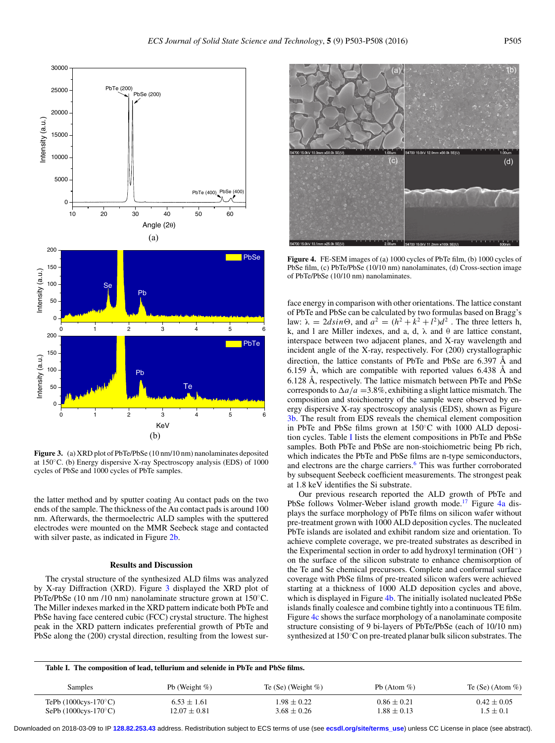Figure 3. (a) XRD plot of PbTe/PbSe (10 nm/10 nm) nanolaminates deposited at 150°C. (b) Energy dispersive X-ray Spectroscopy analysis (EDS) of 1000 cycles of PbSe and 1000 cycles of PbTe samples.

Figure 4. FE-SEM images of (a) 1000 cycles of PbTe film, (b) 1000 cycles of PbSe film, (c) PbTe/PbSe (10/10 nm) nanolaminates, (d) Cross-section image of PbTe/PbSe (10/10 nm) nanolaminates.

the latter method and by sputter coating Au contact pads on the two ends of the sample. The thickness of the Au contact pads is around 100 nm. Afterwards, the thermoelectric ALD samples with the sputtered electrodes were mounted on the MMR Seebeck stage and contacted with silver paste, as indicated in Figure 2b.

## Results and Discussion

The crystal structure of the synthesized ALD films was analyzed by X-ray Diffraction (XRD). Figure 3 displayed the XRD plot of PbTe/PbSe (10 nm /10 nm) nanolaminate structure grown at 150°C. The Miller indexes marked in the XRD pattern indicate both PbTe and PbSe having face centered cubic (FCC) crystal structure. The highest peak in the XRD pattern indicates preferential growth of PbTe and PbSe along the (200) crystal direction, resulting from the lowest surface energy in comparison with other orientations. The lattice constant of PbTe and PbSe can be calculated by two formulas based on Bragg's law: $\lambda = 2d\sin\Theta$, and $a^2 = (h^2 + k^2 + l^2)d^2$ . The three letters h, k, and l are Miller indexes, and a, d, $\lambda$ and $\theta$ are lattice constant, interspace between two adjacent planes, and X-ray wavelength and incident angle of the X-ray, respectively. For (200) crystallographic direction, the lattice constants of PbTe and PbSe are 6.397 Å and 6.159 Å, which are compatible with reported values 6.438 Å and 6.128 Å, respectively. The lattice mismatch between PbTe and PbSe corresponds to $\Delta a/a$ =3.8%, exhibiting a slight lattice mismatch. The composition and stoichiometry of the sample were observed by energy dispersive X-ray spectroscopy analysis (EDS), shown as Figure 3b. The result from EDS reveals the chemical element composition in PbTe and PbSe films grown at 150°C with 1000 ALD deposition cycles. Table I lists the element compositions in PbTe and PbSe samples. Both PbTe and PbSe are non-stoichiometric being Pb rich, which indicates the PbTe and PbSe films are n-type semiconductors, and electrons are the charge carriers.[6] This was further corroborated by subsequent Seebeck coefficient measurements. The strongest peak at 1.8 keV identifies the Si substrate.

Our previous research reported the ALD growth of PbTe and PbSe follows Volmer-Weber island growth mode.[17] Figure 4a displays the surface morphology of PbTe films on silicon wafer without pre-treatment grown with 1000 ALD deposition cycles. The nucleated PbTe islands are isolated and exhibit random size and orientation. To achieve complete coverage, we pre-treated substrates as described in the Experimental section in order to add hydroxyl termination ($OH^-$) on the surface of the silicon substrate to enhance chemisorption of the Te and Se chemical precursors. Complete and conformal surface coverage with PbSe films of pre-treated silicon wafers were achieved starting at a thickness of 1000 ALD deposition cycles and above, which is displayed in Figure 4b. The initially isolated nucleated PbSe islands finally coalesce and combine tightly into a continuous TE film. Figure 4c shows the surface morphology of a nanolaminate composite structure consisting of 9 bi-layers of PbTe/PbSe (each of 10/10 nm) synthesized at 150°C on pre-treated planar bulk silicon substrates. The

**Table I. The composition of lead, tellurium and selenide in PbTe and PbSe films.**

| Samples | Pb (Weight %) | Te (Se) (Weight %) | Pb (Atom %) | Te (Se) (Atom %) |
|---|---|---|---|---|
| TePb (1000cys-170°C) | 6.53 ± 1.61 | 1.98 ± 0.22 | 0.86 ± 0.21 | 0.42 ± 0.05 |
| SePb (1000cys-170°C) | 12.07 ± 0.81 | 3.68 ± 0.26 | 1.88 ± 0.13 | 1.5 ± 0.1 |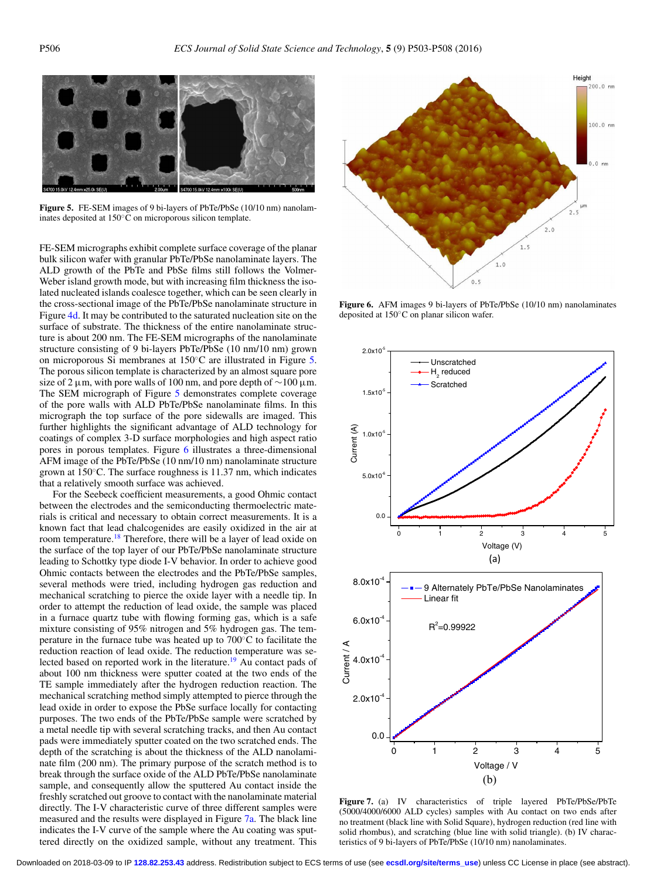**Figure 5.** FE-SEM images of 9 bi-layers of PbTe/PbSe (10/10 nm) nanolaminates deposited at 150°C on microporous silicon template.

FE-SEM micrographs exhibit complete surface coverage of the planar bulk silicon wafer with granular PbTe/PbSe nanolaminate layers. The ALD growth of the PbTe and PbSe films still follows the Volmer-Weber island growth mode, but with increasing film thickness the isolated nucleated islands coalesce together, which can be seen clearly in the cross-sectional image of the PbTe/PbSe nanolaminate structure in Figure 4d. It may be contributed to the saturated nucleation site on the surface of substrate. The thickness of the entire nanolaminate structure is about 200 nm. The FE-SEM micrographs of the nanolaminate structure consisting of 9 bi-layers PbTe/PbSe (10 nm/10 nm) grown on microporous Si membranes at 150°C are illustrated in Figure 5. The porous silicon template is characterized by an almost square pore size of 2 μm, with pore walls of 100 nm, and pore depth of ~100 μm. The SEM micrograph of Figure 5 demonstrates complete coverage of the pore walls with ALD PbTe/PbSe nanolaminate films. In this micrograph the top surface of the pore sidewalls are imaged. This further highlights the significant advantage of ALD technology for coatings of complex 3-D surface morphologies and high aspect ratio pores in porous templates. Figure 6 illustrates a three-dimensional AFM image of the PbTe/PbSe (10 nm/10 nm) nanolaminate structure grown at 150°C. The surface roughness is 11.37 nm, which indicates that a relatively smooth surface was achieved.

**Figure 6.** AFM images 9 bi-layers of PbTe/PbSe (10/10 nm) nanolaminates deposited at 150°C on planar silicon wafer.

For the Seebeck coefficient measurements, a good Ohmic contact between the electrodes and the semiconducting thermoelectric materials is critical and necessary to obtain correct measurements. It is a known fact that lead chalcogenides are easily oxidized in the air at room temperature.[18] Therefore, there will be a layer of lead oxide on the surface of the top layer of our PbTe/PbSe nanolaminate structure leading to Schottky type diode I-V behavior. In order to achieve good Ohmic contacts between the electrodes and the PbTe/PbSe samples, several methods were tried, including hydrogen gas reduction and mechanical scratching to pierce the oxide layer with a needle tip. In order to attempt the reduction of lead oxide, the sample was placed in a furnace quartz tube with flowing forming gas, which is a safe mixture consisting of 95% nitrogen and 5% hydrogen gas. The temperature in the furnace tube was heated up to 700°C to facilitate the reduction reaction of lead oxide. The reduction temperature was selected based on reported work in the literature.[19] Au contact pads of about 100 nm thickness were sputter coated at the two ends of the TE sample immediately after the hydrogen reduction reaction. The mechanical scratching method simply attempted to pierce through the lead oxide in order to expose the PbSe surface locally for contacting purposes. The two ends of the PbTe/PbSe sample were scratched by a metal needle tip with several scratching tracks, and then Au contact pads were immediately sputter coated on the two scratched ends. The depth of the scratching is about the thickness of the ALD nanolaminate film (200 nm). The primary purpose of the scratch method is to break through the surface oxide of the ALD PbTe/PbSe nanolaminate sample, and consequently allow the sputtered Au contact inside the freshly scratched out groove to contact with the nanolaminate material directly. The I-V characteristic curve of three different samples were measured and the results were displayed in Figure 7a. The black line indicates the I-V curve of the sample where the Au coating was sputtered directly on the oxidized sample, without any treatment. This

**Figure 7.** (a) IV characteristics of triple layered PbTe/PbSe/PbTe (5000/4000/6000 ALD cycles) samples with Au contact on two ends after no treatment (black line with Solid Square), hydrogen reduction (red line with solid rhombus), and scratching (blue line with solid triangle). (b) IV characteristics of 9 bi-layers of PbTe/PbSe (10/10 nm) nanolaminates.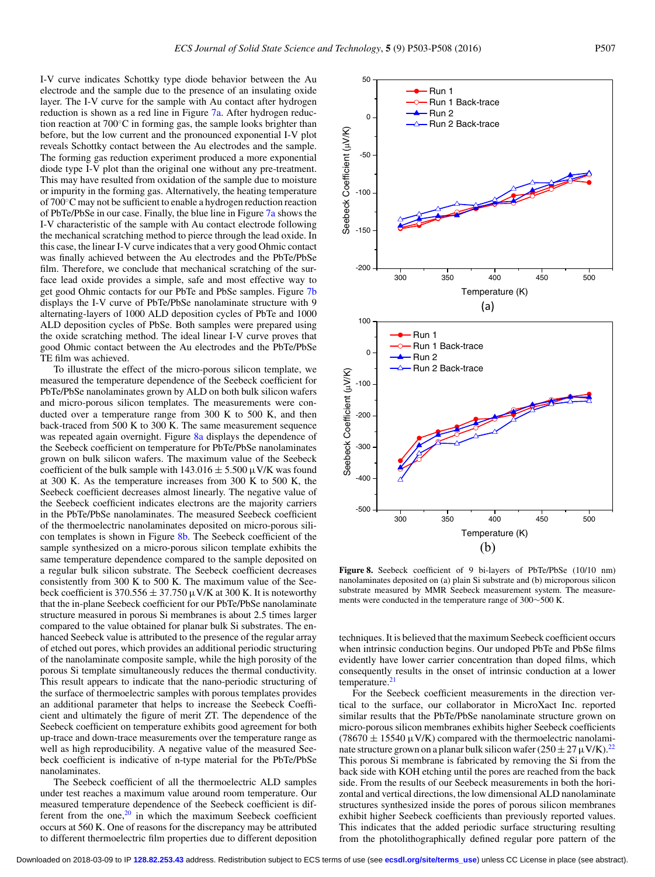I-V curve indicates Schottky type diode behavior between the Au electrode and the sample due to the presence of an insulating oxide layer. The I-V curve for the sample with Au contact after hydrogen reduction is shown as a red line in Figure 7a. After hydrogen reduction reaction at 700°C in forming gas, the sample looks brighter than before, but the low current and the pronounced exponential I-V plot reveals Schottky contact between the Au electrodes and the sample. The forming gas reduction experiment produced a more exponential diode type I-V plot than the original one without any pre-treatment. This may have resulted from oxidation of the sample due to moisture or impurity in the forming gas. Alternatively, the heating temperature of 700°C may not be sufficient to enable a hydrogen reduction reaction of PbTe/PbSe in our case. Finally, the blue line in Figure 7a shows the I-V characteristic of the sample with Au contact electrode following the mechanical scratching method to pierce through the lead oxide. In this case, the linear I-V curve indicates that a very good Ohmic contact was finally achieved between the Au electrodes and the PbTe/PbSe film. Therefore, we conclude that mechanical scratching of the surface lead oxide provides a simple, safe and most effective way to get good Ohmic contacts for our PbTe and PbSe samples. Figure 7b displays the I-V curve of PbTe/PbSe nanolaminate structure with 9 alternating-layers of 1000 ALD deposition cycles of PbTe and 1000 ALD deposition cycles of PbSe. Both samples were prepared using the oxide scratching method. The ideal linear I-V curve proves that good Ohmic contact between the Au electrodes and the PbTe/PbSe TE film was achieved.

To illustrate the effect of the micro-porous silicon template, we measured the temperature dependence of the Seebeck coefficient for PbTe/PbSe nanolaminates grown by ALD on both bulk silicon wafers and micro-porous silicon templates. The measurements were conducted over a temperature range from 300 K to 500 K, and then back-traced from 500 K to 300 K. The same measurement sequence was repeated again overnight. Figure 8a displays the dependence of the Seebeck coefficient on temperature for PbTe/PbSe nanolaminates grown on bulk silicon wafers. The maximum value of the Seebeck coefficient of the bulk sample with $143.016 \pm 5.500\ \mu V/K$ was found at 300 K. As the temperature increases from 300 K to 500 K, the Seebeck coefficient decreases almost linearly. The negative value of the Seebeck coefficient indicates electrons are the majority carriers in the PbTe/PbSe nanolaminates. The measured Seebeck coefficient of the thermoelectric nanolaminates deposited on micro-porous silicon templates is shown in Figure 8b. The Seebeck coefficient of the sample synthesized on a micro-porous silicon template exhibits the same temperature dependence compared to the sample deposited on a regular bulk silicon substrate. The Seebeck coefficient decreases consistently from 300 K to 500 K. The maximum value of the Seebeck coefficient is $370.556 \pm 37.750\ \mu V/K$ at 300 K. It is noteworthy that the in-plane Seebeck coefficient for our PbTe/PbSe nanolaminate structure measured in porous Si membranes is about 2.5 times larger compared to the value obtained for planar bulk Si substrates. The enhanced Seebeck value is attributed to the presence of the regular array of etched out pores, which provides an additional periodic structuring of the nanolaminate composite sample, while the high porosity of the porous Si template simultaneously reduces the thermal conductivity. This result appears to indicate that the nano-periodic structuring of the surface of thermoelectric samples with porous templates provides an additional parameter that helps to increase the Seebeck Coefficient and ultimately the figure of merit ZT. The dependence of the Seebeck coefficient on temperature exhibits good agreement for both up-trace and down-trace measurements over the temperature range as well as high reproducibility. A negative value of the measured Seebeck coefficient is indicative of n-type material for the PbTe/PbSe nanolaminates.

The Seebeck coefficient of all the thermoelectric ALD samples under test reaches a maximum value around room temperature. Our measured temperature dependence of the Seebeck coefficient is different from the one,[20] in which the maximum Seebeck coefficient occurs at 560 K. One of reasons for the discrepancy may be attributed to different thermoelectric film properties due to different deposition techniques. It is believed that the maximum Seebeck coefficient occurs when intrinsic conduction begins. Our undoped PbTe and PbSe films evidently have lower carrier concentration than doped films, which consequently results in the onset of intrinsic conduction at a lower temperature.[21]

**Figure 8.** Seebeck coefficient of 9 bi-layers of PbTe/PbSe (10/10 nm) nanolaminates deposited on (a) plain Si substrate and (b) microporous silicon substrate measured by MMR Seebeck measurement system. The measurements were conducted in the temperature range of 300∼500 K.

For the Seebeck coefficient measurements in the direction vertical to the surface, our collaborator in MicroXact Inc. reported similar results that the PbTe/PbSe nanolaminate structure grown on micro-porous silicon membranes exhibits higher Seebeck coefficients ($78670 \pm 15540\ \mu V/K$) compared with the thermoelectric nanolaminate structure grown on a planar bulk silicon wafer ($250 \pm 27\ \mu V/K$).[22] This porous Si membrane is fabricated by removing the Si from the back side with KOH etching until the pores are reached from the back side. From the results of our Seebeck measurements in both the horizontal and vertical directions, the low dimensional ALD nanolaminate structures synthesized inside the pores of porous silicon membranes exhibit higher Seebeck coefficients than previously reported values. This indicates that the added periodic surface structuring resulting from the photolithographically defined regular pore pattern of the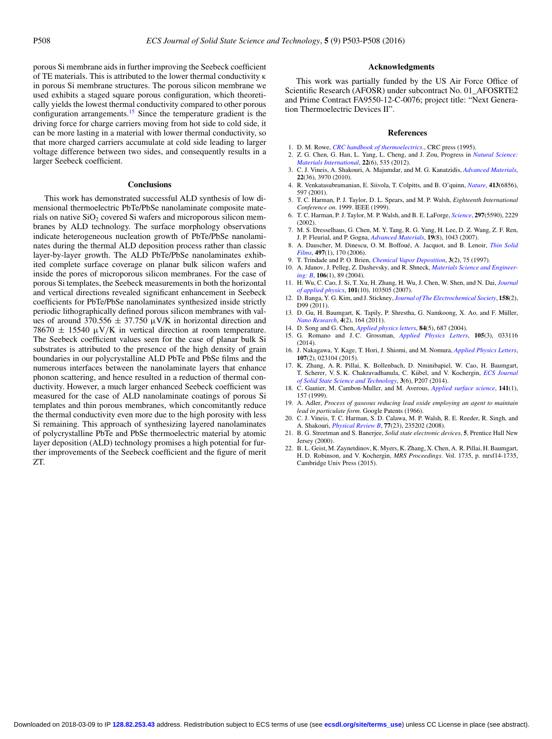porous Si membrane aids in further improving the Seebeck coefficient of TE materials. This is attributed to the lower thermal conductivity κ in porous Si membrane structures. The porous silicon membrane we used exhibits a staged square porous configuration, which theoretically yields the lowest thermal conductivity compared to other porous configuration arrangements.[15] Since the temperature gradient is the driving force for charge carriers moving from hot side to cold side, it can be more lasting in a material with lower thermal conductivity, so that more charged carriers accumulate at cold side leading to larger voltage difference between two sides, and consequently results in a larger Seebeck coefficient.

## Conclusions

This work has demonstrated successful ALD synthesis of low dimensional thermoelectric PbTe/PbSe nanolaminate composite materials on native $SiO_2$ covered Si wafers and microporous silicon membranes by ALD technology. The surface morphology observations indicate heterogeneous nucleation growth of PbTe/PbSe nanolaminates during the thermal ALD deposition process rather than classic layer-by-layer growth. The ALD PbTe/PbSe nanolaminates exhibited complete surface coverage on planar bulk silicon wafers and inside the pores of microporous silicon membranes. For the case of porous Si templates, the Seebeck measurements in both the horizontal and vertical directions revealed significant enhancement in Seebeck coefficients for PbTe/PbSe nanolaminates synthesized inside strictly periodic lithographically defined porous silicon membranes with values of around $370.556 \pm 37.750$ μV/K in horizontal direction and $78670 \pm 15540$ μV/K in vertical direction at room temperature. The Seebeck coefficient values seen for the case of planar bulk Si substrates is attributed to the presence of the high density of grain boundaries in our polycrystalline ALD PbTe and PbSe films and the numerous interfaces between the nanolaminate layers that enhance phonon scattering, and hence resulted in a reduction of thermal conductivity. However, a much larger enhanced Seebeck coefficient was measured for the case of ALD nanolaminate coatings of porous Si templates and thin porous membranes, which concomitantly reduce the thermal conductivity even more due to the high porosity with less Si remaining. This approach of synthesizing layered nanolaminates of polycrystalline PbTe and PbSe thermoelectric material by atomic layer deposition (ALD) technology promises a high potential for further improvements of the Seebeck coefficient and the figure of merit ZT.

## Acknowledgments

This work was partially funded by the US Air Force Office of Scientific Research (AFOSR) under subcontract No. 01_AFOSRTE2 and Prime Contract FA9550-12-C-0076; project title: "Next Generation Thermoelectric Devices II".

## References

1. D. M. Rowe, *CRC handbook of thermoelectrics.*, CRC press (1995).
2. Z. G. Chen, G. Han, L. Yang, L. Cheng, and J. Zou, Progress in *Natural Science: Materials International*, **22**(6), 535 (2012).
3. C. J. Vineis, A. Shakouri, A. Majumdar, and M. G. Kanatzidis, *Advanced Materials*, **22**(36), 3970 (2010).
4. R. Venkatasubramanian, E. Siivola, T. Colpitts, and B. O'quinn, *Nature*, **413**(6856), 597 (2001).
5. T. C. Harman, P. J. Taylor, D. L. Spears, and M. P. Walsh, *Eighteenth International Conference on*. 1999. IEEE (1999).
6. T. C. Harman, P. J. Taylor, M. P. Walsh, and B. E. LaForge, *Science*, **297**(5590), 2229 (2002).
7. M. S. Dresselhaus, G. Chen, M. Y. Tang, R. G. Yang, H. Lee, D. Z. Wang, Z. F. Ren, J. P. Fleurial, and P. Gogna, *Advanced Materials*, **19**(8), 1043 (2007).
8. A. Dauscher, M. Dinescu, O. M. Boffoué, A. Jacquot, and B. Lenoir, *Thin Solid Films*, **497**(1), 170 (2006).
9. T. Trindade and P. O. Brien, *Chemical Vapor Deposition*, **3**(2), 75 (1997).
10. A. Jdanov, J. Pelleg, Z. Dashevsky, and R. Shneck, *Materials Science and Engineering: B*, **106**(1), 89 (2004).
11. H. Wu, C. Cao, J. Si, T. Xu, H. Zhang, H. Wu, J. Chen, W. Shen, and N. Dai, *Journal of applied physics*, **101**(10), 103505 (2007).
12. D. Banga, Y. G. Kim, and J. Stickney, *Journal of The Electrochemical Society*, **158**(2), D99 (2011).
13. D. Gu, H. Baumgart, K. Tapily, P. Shrestha, G. Namkoong, X. Ao, and F. Müller, *Nano Research*, **4**(2), 164 (2011).
14. D. Song and G. Chen, *Applied physics letters*, **84**(5), 687 (2004).
15. G. Romano and J. C. Grossman, *Applied Physics Letters*, **105**(3), 033116 (2014).
16. J. Nakagawa, Y. Kage, T. Hori, J. Shiomi, and M. Nomura, *Applied Physics Letters*, **107**(2), 023104 (2015).
17. K. Zhang, A. R. Pillai, K. Bollenbach, D. Nminibapiel, W. Cao, H. Baumgart, T. Scherer, V. S. K. Chakravadhanula, C. Kübel, and V. Kochergin, *ECS Journal of Solid State Science and Technology*, **3**(6), P207 (2014).
18. C. Gautier, M. Cambon-Muller, and M. Averous, *Applied surface science*, **141**(1), 157 (1999).
19. A. Adler, *Process of gaseous reducing lead oxide employing an agent to maintain lead in particulate form*. Google Patents (1966).
20. C. J. Vineis, T. C. Harman, S. D. Calawa, M. P. Walsh, R. E. Reeder, R. Singh, and A. Shakouri, *Physical Review B*, **77**(23), 235202 (2008).
21. B. G. Streetman and S. Banerjee, *Solid state electronic devices*, **5**, Prentice Hall New Jersey (2000).
22. B. L. Geist, M. Zaynetdinov, K. Myers, K. Zhang, X. Chen, A. R. Pillai, H. Baumgart, H. D. Robinson, and V. Kochergin, *MRS Proceedings*. Vol. 1735, p. mrsf14-1735, Cambridge Univ Press (2015).